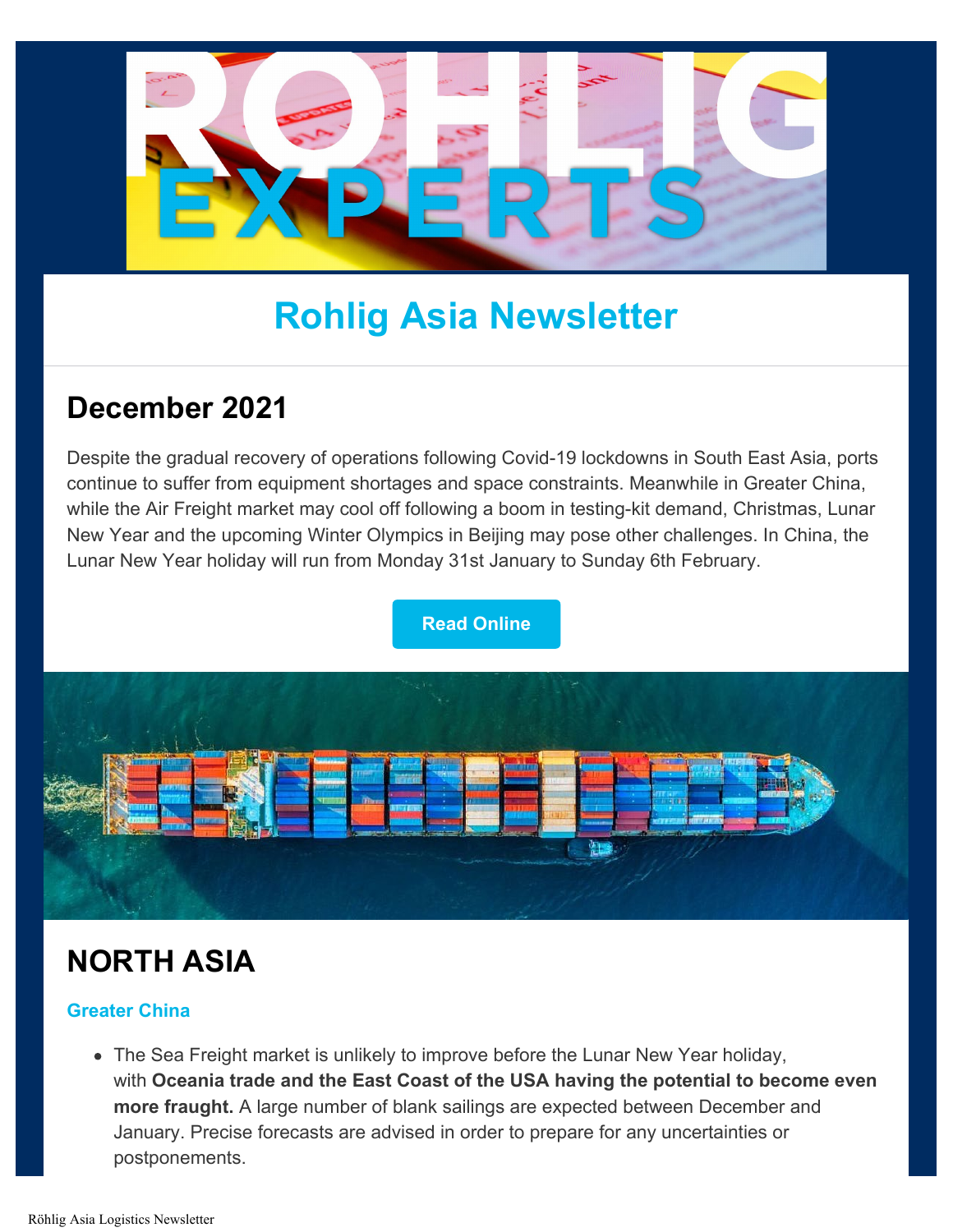# Rohlig Asia Newsletter

## December 2021

Despite the gradual recovery of operations following Covid-19 lockdowns in South East Asia, ports continue to suffer from equipment shortages and space constraints. Meanwhile in Greater China, while the Air Freight market may cool off following a boom in testing-kit demand, Christmas, Lunar New Year and the upcoming Winter Olympics in Beijing may pose other challenges. In China, the Lunar New Year holiday will run from Monday 31st January to Sunday 6th February.

Read Online

## NORTH ASIA

### Greater China

- The Sea Freight market is unlikely to improve before the Lunar New Year holiday, with **Oceania trade and the East Coast of the USA having the potential to become even more fraught.** A large number of blank sailings are expected between December and January. Precise forecasts are advised in order to prepare for any uncertainties or postponements.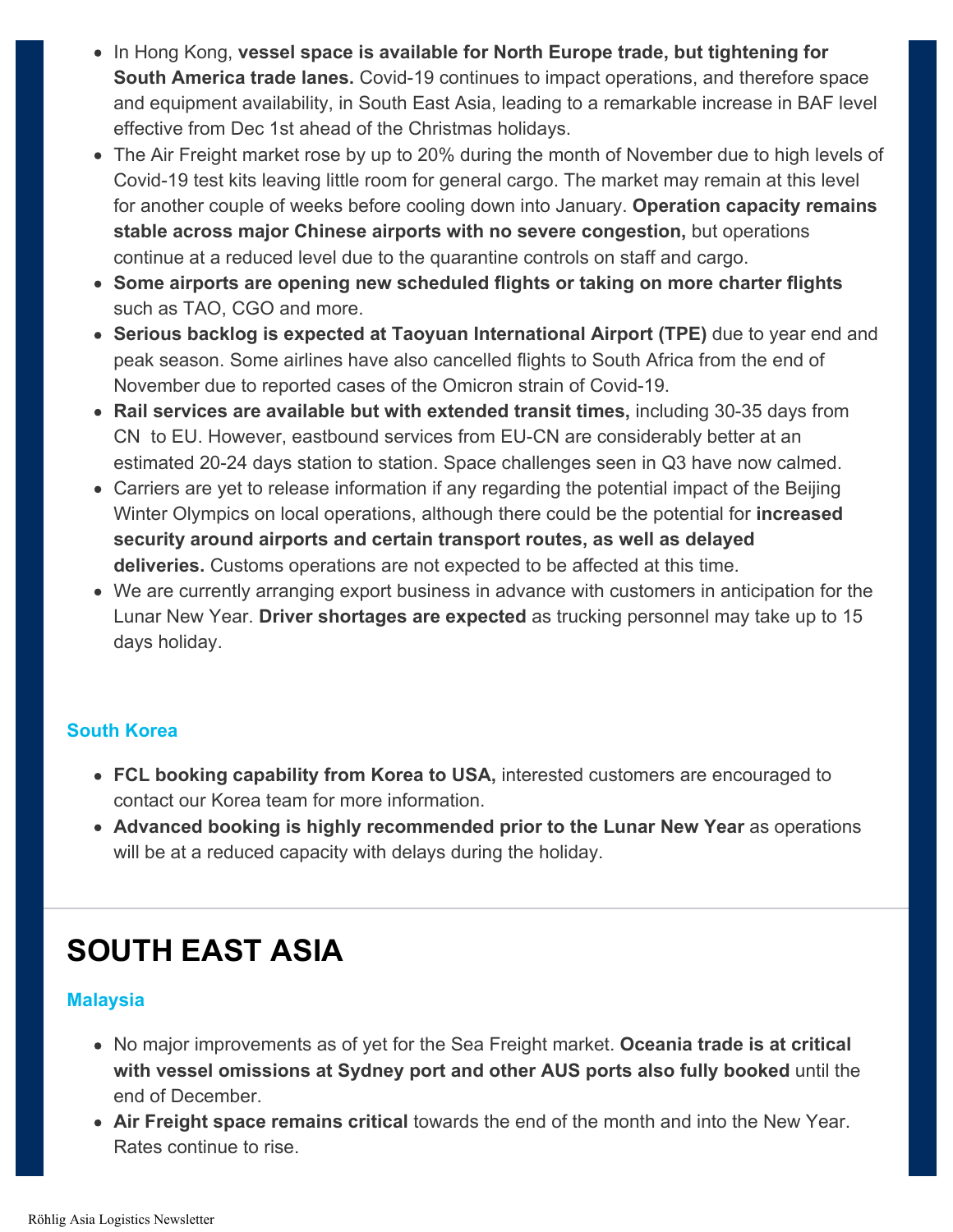- In Hong Kong, **vessel space is available for North Europe trade, but tightening for South America trade lanes.** Covid-19 continues to impact operations, and therefore space and equipment availability, in South East Asia, leading to a remarkable increase in BAF level effective from Dec 1st ahead of the Christmas holidays.
- The Air Freight market rose by up to 20% during the month of November due to high levels of Covid-19 test kits leaving little room for general cargo. The market may remain at this level for another couple of weeks before cooling down into January. **Operation capacity remains stable across major Chinese airports with no severe congestion,** but operations continue at a reduced level due to the quarantine controls on staff and cargo.
- **Some airports are opening new scheduled flights or taking on more charter flights** such as TAO, CGO and more.
- **Serious backlog is expected at Taoyuan International Airport (TPE)** due to year end and peak season. Some airlines have also cancelled flights to South Africa from the end of November due to reported cases of the Omicron strain of Covid-19.
- **Rail services are available but with extended transit times,** including 30-35 days from CN to EU. However, eastbound services from EU-CN are considerably better at an estimated 20-24 days station to station. Space challenges seen in Q3 have now calmed.
- Carriers are yet to release information if any regarding the potential impact of the Beijing Winter Olympics on local operations, although there could be the potential for **increased security around airports and certain transport routes, as well as delayed deliveries.** Customs operations are not expected to be affected at this time.
- We are currently arranging export business in advance with customers in anticipation for the Lunar New Year. **Driver shortages are expected** as trucking personnel may take up to 15 days holiday.

### South Korea

- **FCL booking capability from Korea to USA,** interested customers are encouraged to contact our Korea team for more information.
- **Advanced booking is highly recommended prior to the Lunar New Year** as operations will be at a reduced capacity with delays during the holiday.

## SOUTH EAST ASIA

### Malaysia

- No major improvements as of yet for the Sea Freight market. **Oceania trade is at critical with vessel omissions at Sydney port and other AUS ports also fully booked** until the end of December.
- **Air Freight space remains critical** towards the end of the month and into the New Year. Rates continue to rise.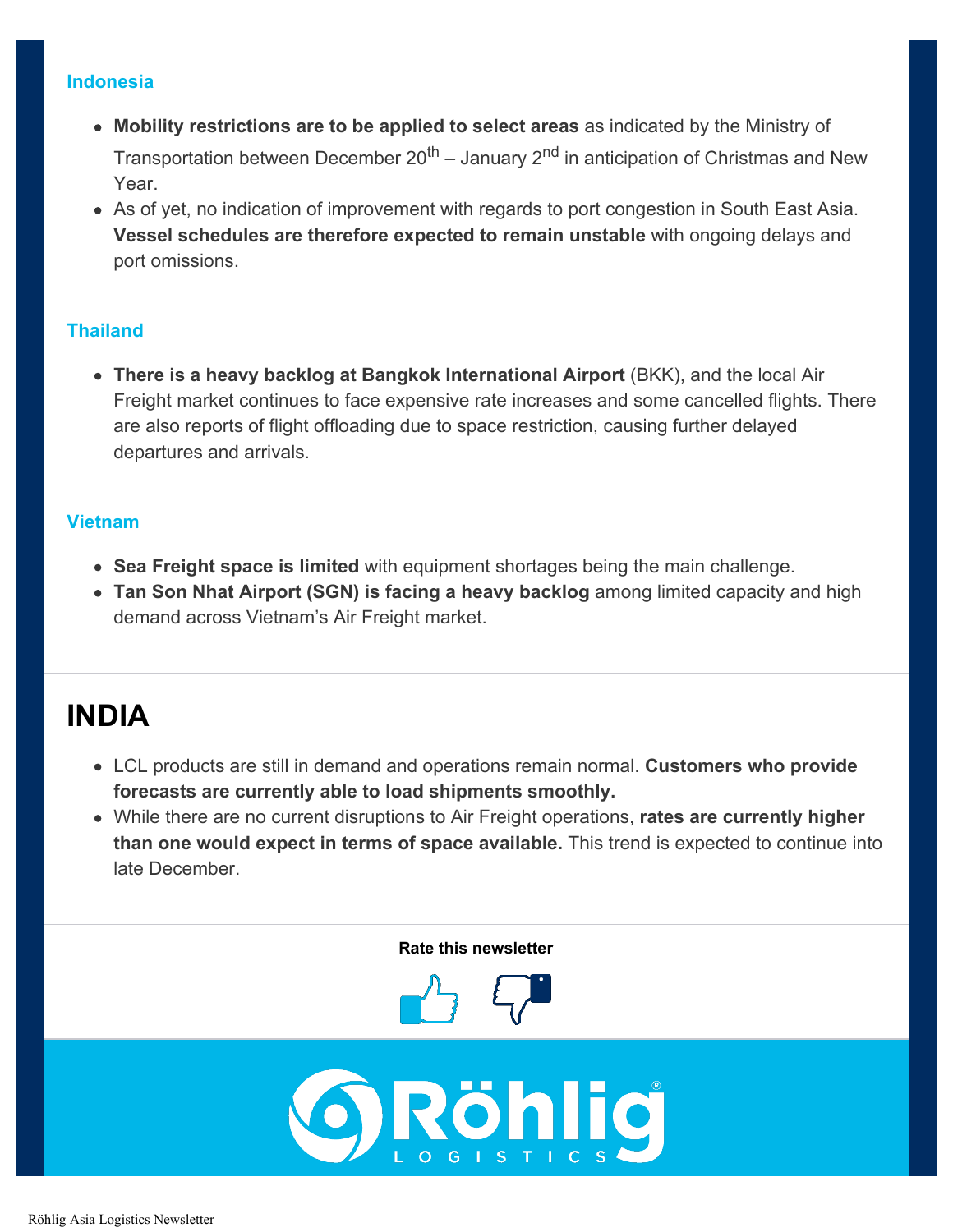### Indonesia

- **Mobility restrictions are to be applied to select areas** as indicated by the Ministry of Transportation between December 20th – January 2nd in anticipation of Christmas and New Year.
- As of yet, no indication of improvement with regards to port congestion in South East Asia. **Vessel schedules are therefore expected to remain unstable** with ongoing delays and port omissions.

### Thailand

- **There is a heavy backlog at Bangkok International Airport** (BKK), and the local Air Freight market continues to face expensive rate increases and some cancelled flights. There are also reports of flight offloading due to space restriction, causing further delayed departures and arrivals.

### Vietnam

- **Sea Freight space is limited** with equipment shortages being the main challenge.
- **Tan Son Nhat Airport (SGN) is facing a heavy backlog** among limited capacity and high demand across Vietnam's Air Freight market.

## INDIA

- LCL products are still in demand and operations remain normal. **Customers who provide forecasts are currently able to load shipments smoothly.**
- While there are no current disruptions to Air Freight operations, **rates are currently higher than one would expect in terms of space available.** This trend is expected to continue into late December.

**Rate this newsletter**

Röhlig LOGISTICS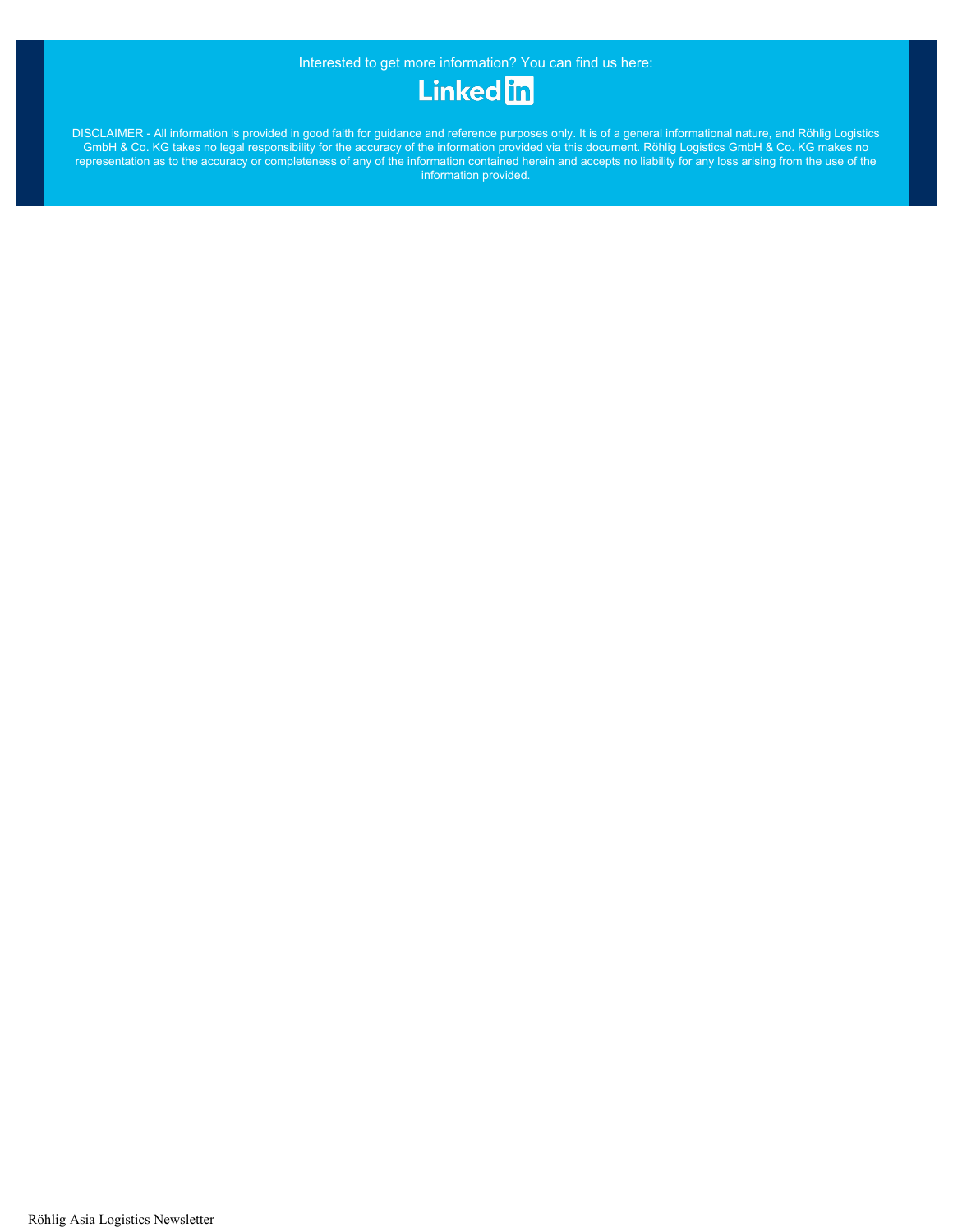Interested to get more information? You can find us here:

LinkedIn

DISCLAIMER - All information is provided in good faith for guidance and reference purposes only. It is of a general informational nature, and Röhlig Logistics GmbH & Co. KG takes no legal responsibility for the accuracy of the information provided via this document. Röhlig Logistics GmbH & Co. KG makes no representation as to the accuracy or completeness of any of the information contained herein and accepts no liability for any loss arising from the use of the information provided.